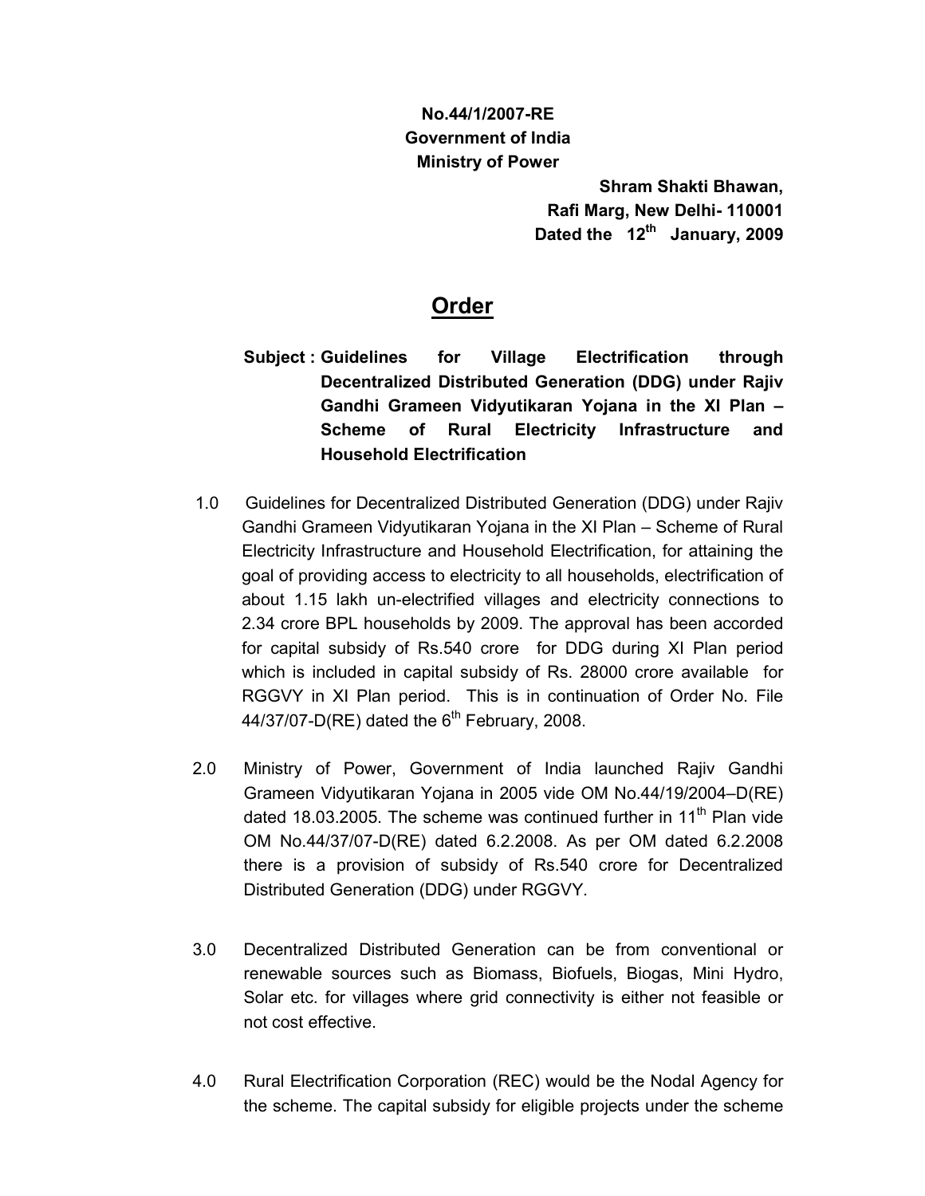**No.44/1/2007-RE**
**Government of India**
**Ministry of Power**

**Shram Shakti Bhawan,**
**Rafi Marg, New Delhi- 110001**
**Dated the 12th January, 2009**

# Order

**Subject : Guidelines for Village Electrification through Decentralized Distributed Generation (DDG) under Rajiv Gandhi Grameen Vidyutikaran Yojana in the XI Plan – Scheme of Rural Electricity Infrastructure and Household Electrification**

1.0 Guidelines for Decentralized Distributed Generation (DDG) under Rajiv Gandhi Grameen Vidyutikaran Yojana in the XI Plan – Scheme of Rural Electricity Infrastructure and Household Electrification, for attaining the goal of providing access to electricity to all households, electrification of about 1.15 lakh un-electrified villages and electricity connections to 2.34 crore BPL households by 2009. The approval has been accorded for capital subsidy of Rs.540 crore for DDG during XI Plan period which is included in capital subsidy of Rs. 28000 crore available for RGGVY in XI Plan period. This is in continuation of Order No. File 44/37/07-D(RE) dated the 6th February, 2008.

2.0 Ministry of Power, Government of India launched Rajiv Gandhi Grameen Vidyutikaran Yojana in 2005 vide OM No.44/19/2004–D(RE) dated 18.03.2005. The scheme was continued further in 11th Plan vide OM No.44/37/07-D(RE) dated 6.2.2008. As per OM dated 6.2.2008 there is a provision of subsidy of Rs.540 crore for Decentralized Distributed Generation (DDG) under RGGVY.

3.0 Decentralized Distributed Generation can be from conventional or renewable sources such as Biomass, Biofuels, Biogas, Mini Hydro, Solar etc. for villages where grid connectivity is either not feasible or not cost effective.

4.0 Rural Electrification Corporation (REC) would be the Nodal Agency for the scheme. The capital subsidy for eligible projects under the scheme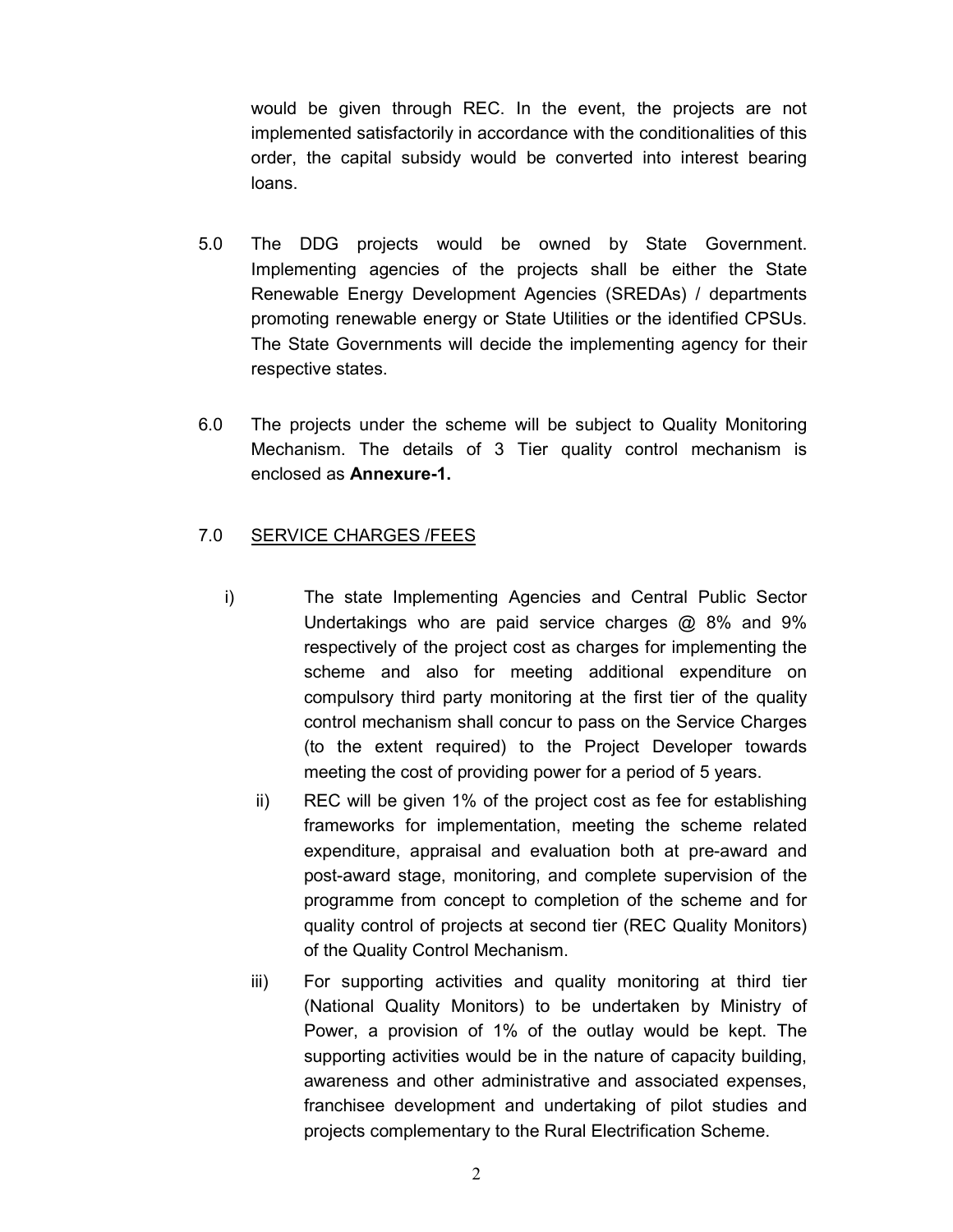would be given through REC. In the event, the projects are not implemented satisfactorily in accordance with the conditionalities of this order, the capital subsidy would be converted into interest bearing loans.

5.0 The DDG projects would be owned by State Government. Implementing agencies of the projects shall be either the State Renewable Energy Development Agencies (SREDAs) / departments promoting renewable energy or State Utilities or the identified CPSUs. The State Governments will decide the implementing agency for their respective states.

6.0 The projects under the scheme will be subject to Quality Monitoring Mechanism. The details of 3 Tier quality control mechanism is enclosed as **Annexure-1.**

7.0 <u>SERVICE CHARGES /FEES</u>

i) The state Implementing Agencies and Central Public Sector Undertakings who are paid service charges @ 8% and 9% respectively of the project cost as charges for implementing the scheme and also for meeting additional expenditure on compulsory third party monitoring at the first tier of the quality control mechanism shall concur to pass on the Service Charges (to the extent required) to the Project Developer towards meeting the cost of providing power for a period of 5 years.

ii) REC will be given 1% of the project cost as fee for establishing frameworks for implementation, meeting the scheme related expenditure, appraisal and evaluation both at pre-award and post-award stage, monitoring, and complete supervision of the programme from concept to completion of the scheme and for quality control of projects at second tier (REC Quality Monitors) of the Quality Control Mechanism.

iii) For supporting activities and quality monitoring at third tier (National Quality Monitors) to be undertaken by Ministry of Power, a provision of 1% of the outlay would be kept. The supporting activities would be in the nature of capacity building, awareness and other administrative and associated expenses, franchisee development and undertaking of pilot studies and projects complementary to the Rural Electrification Scheme.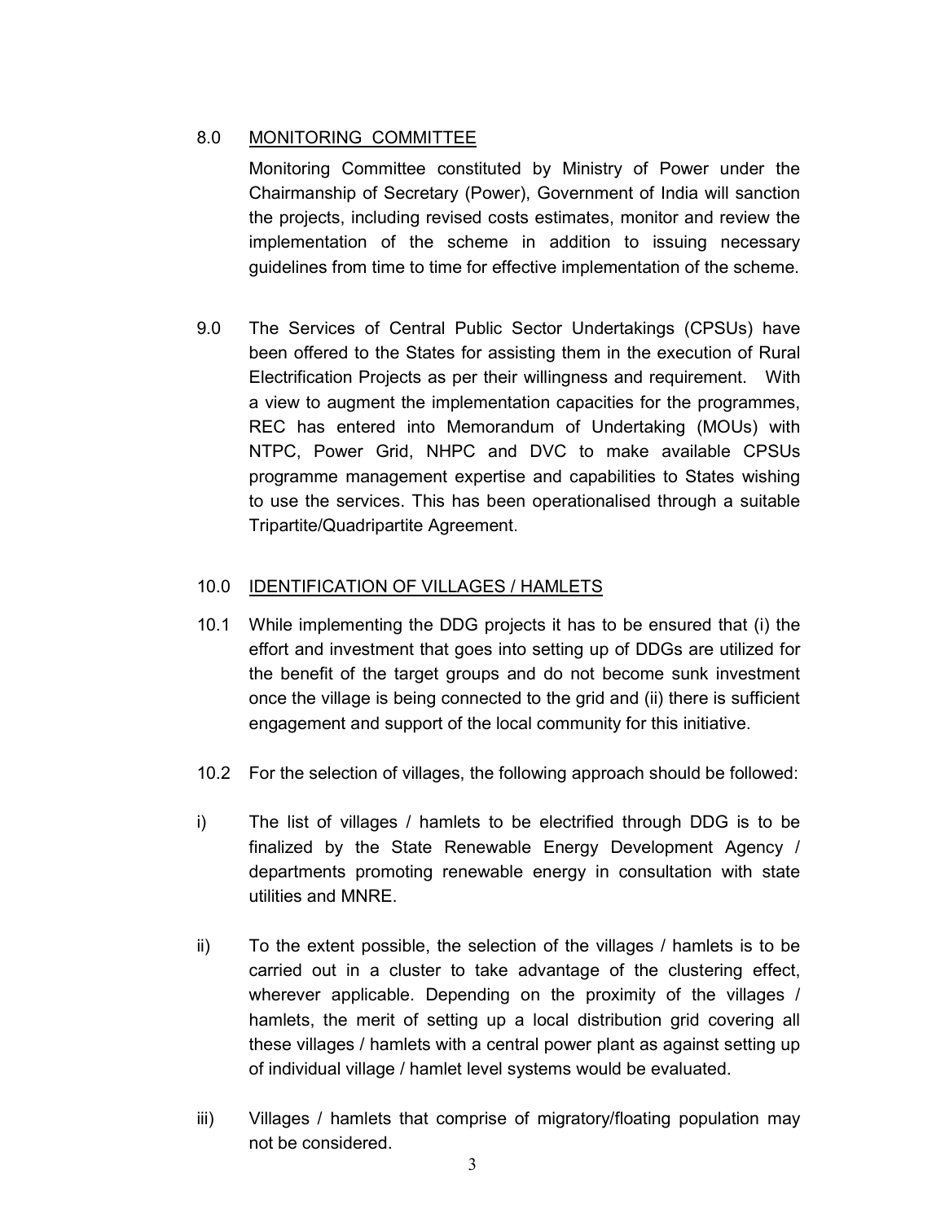## 8.0 MONITORING COMMITTEE

Monitoring Committee constituted by Ministry of Power under the Chairmanship of Secretary (Power), Government of India will sanction the projects, including revised costs estimates, monitor and review the implementation of the scheme in addition to issuing necessary guidelines from time to time for effective implementation of the scheme.

9.0 The Services of Central Public Sector Undertakings (CPSUs) have been offered to the States for assisting them in the execution of Rural Electrification Projects as per their willingness and requirement. With a view to augment the implementation capacities for the programmes, REC has entered into Memorandum of Undertaking (MOUs) with NTPC, Power Grid, NHPC and DVC to make available CPSUs programme management expertise and capabilities to States wishing to use the services. This has been operationalised through a suitable Tripartite/Quadripartite Agreement.

## 10.0 IDENTIFICATION OF VILLAGES / HAMLETS

10.1 While implementing the DDG projects it has to be ensured that (i) the effort and investment that goes into setting up of DDGs are utilized for the benefit of the target groups and do not become sunk investment once the village is being connected to the grid and (ii) there is sufficient engagement and support of the local community for this initiative.

10.2 For the selection of villages, the following approach should be followed:

i) The list of villages / hamlets to be electrified through DDG is to be finalized by the State Renewable Energy Development Agency / departments promoting renewable energy in consultation with state utilities and MNRE.

ii) To the extent possible, the selection of the villages / hamlets is to be carried out in a cluster to take advantage of the clustering effect, wherever applicable. Depending on the proximity of the villages / hamlets, the merit of setting up a local distribution grid covering all these villages / hamlets with a central power plant as against setting up of individual village / hamlet level systems would be evaluated.

iii) Villages / hamlets that comprise of migratory/floating population may not be considered.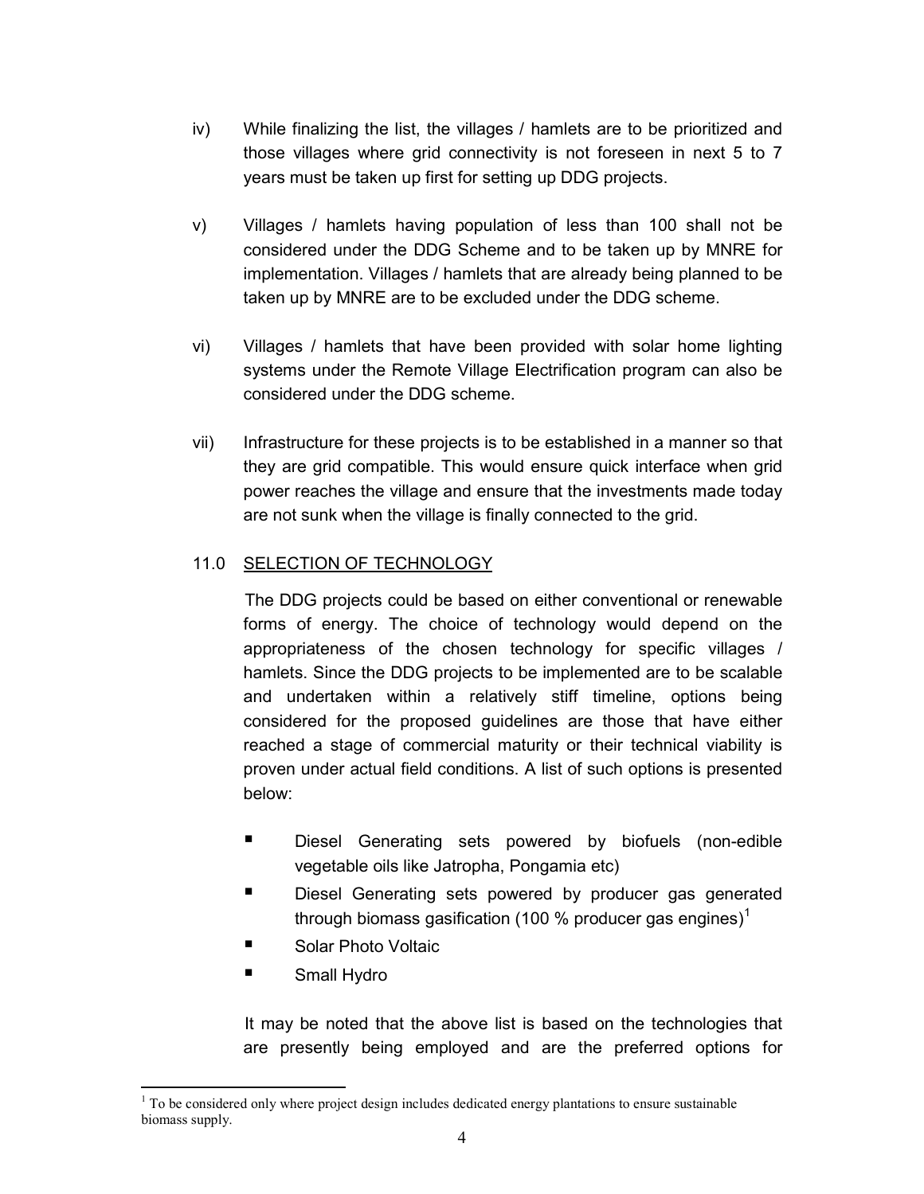iv) While finalizing the list, the villages / hamlets are to be prioritized and those villages where grid connectivity is not foreseen in next 5 to 7 years must be taken up first for setting up DDG projects.

v) Villages / hamlets having population of less than 100 shall not be considered under the DDG Scheme and to be taken up by MNRE for implementation. Villages / hamlets that are already being planned to be taken up by MNRE are to be excluded under the DDG scheme.

vi) Villages / hamlets that have been provided with solar home lighting systems under the Remote Village Electrification program can also be considered under the DDG scheme.

vii) Infrastructure for these projects is to be established in a manner so that they are grid compatible. This would ensure quick interface when grid power reaches the village and ensure that the investments made today are not sunk when the village is finally connected to the grid.

## 11.0 SELECTION OF TECHNOLOGY

The DDG projects could be based on either conventional or renewable forms of energy. The choice of technology would depend on the appropriateness of the chosen technology for specific villages / hamlets. Since the DDG projects to be implemented are to be scalable and undertaken within a relatively stiff timeline, options being considered for the proposed guidelines are those that have either reached a stage of commercial maturity or their technical viability is proven under actual field conditions. A list of such options is presented below:

- Diesel Generating sets powered by biofuels (non-edible vegetable oils like Jatropha, Pongamia etc)
- Diesel Generating sets powered by producer gas generated through biomass gasification (100 % producer gas engines)[1]
- Solar Photo Voltaic
- Small Hydro

It may be noted that the above list is based on the technologies that are presently being employed and are the preferred options for

[1] To be considered only where project design includes dedicated energy plantations to ensure sustainable biomass supply.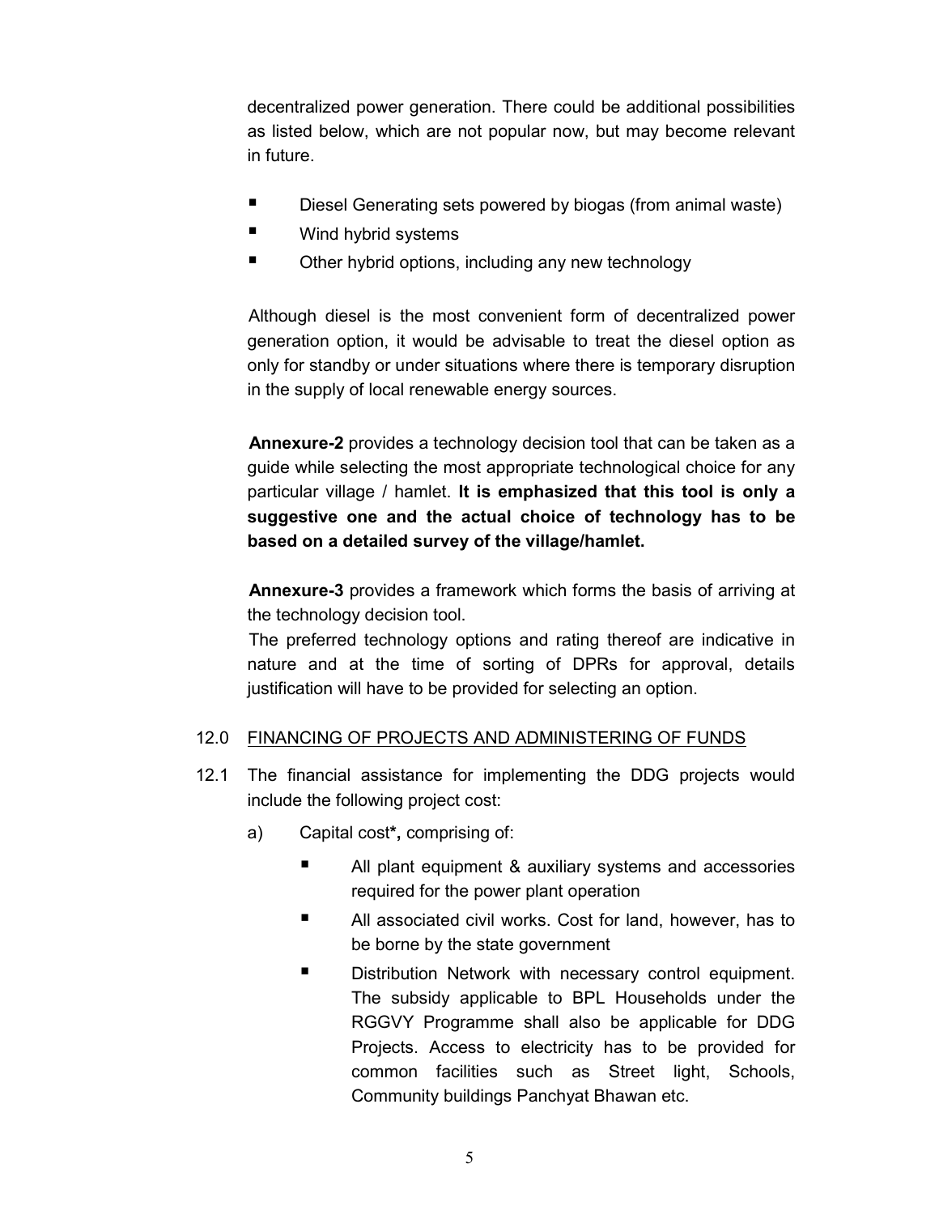decentralized power generation. There could be additional possibilities as listed below, which are not popular now, but may become relevant in future.

- Diesel Generating sets powered by biogas (from animal waste)
- Wind hybrid systems
- Other hybrid options, including any new technology

Although diesel is the most convenient form of decentralized power generation option, it would be advisable to treat the diesel option as only for standby or under situations where there is temporary disruption in the supply of local renewable energy sources.

**Annexure-2** provides a technology decision tool that can be taken as a guide while selecting the most appropriate technological choice for any particular village / hamlet. **It is emphasized that this tool is only a suggestive one and the actual choice of technology has to be based on a detailed survey of the village/hamlet.**

**Annexure-3** provides a framework which forms the basis of arriving at the technology decision tool.

The preferred technology options and rating thereof are indicative in nature and at the time of sorting of DPRs for approval, details justification will have to be provided for selecting an option.

## 12.0 FINANCING OF PROJECTS AND ADMINISTERING OF FUNDS

12.1 The financial assistance for implementing the DDG projects would include the following project cost:

a) Capital cost**\***, comprising of:

- All plant equipment & auxiliary systems and accessories required for the power plant operation
- All associated civil works. Cost for land, however, has to be borne by the state government
- Distribution Network with necessary control equipment. The subsidy applicable to BPL Households under the RGGVY Programme shall also be applicable for DDG Projects. Access to electricity has to be provided for common facilities such as Street light, Schools, Community buildings Panchyat Bhawan etc.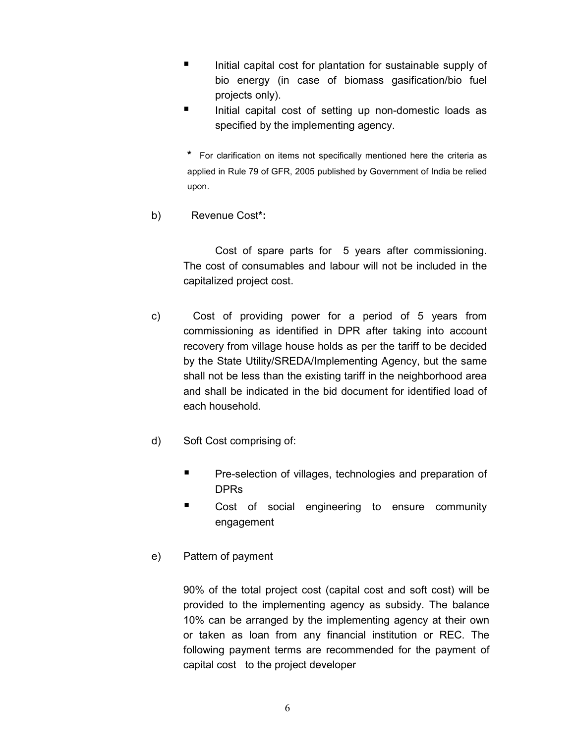- Initial capital cost for plantation for sustainable supply of bio energy (in case of biomass gasification/bio fuel projects only).
- Initial capital cost of setting up non-domestic loads as specified by the implementing agency.

\* For clarification on items not specifically mentioned here the criteria as applied in Rule 79 of GFR, 2005 published by Government of India be relied upon.

b) Revenue Cost**\*:**

Cost of spare parts for 5 years after commissioning. The cost of consumables and labour will not be included in the capitalized project cost.

c) Cost of providing power for a period of 5 years from commissioning as identified in DPR after taking into account recovery from village house holds as per the tariff to be decided by the State Utility/SREDA/Implementing Agency, but the same shall not be less than the existing tariff in the neighborhood area and shall be indicated in the bid document for identified load of each household.

d) Soft Cost comprising of:

- Pre-selection of villages, technologies and preparation of DPRs
- Cost of social engineering to ensure community engagement

e) Pattern of payment

90% of the total project cost (capital cost and soft cost) will be provided to the implementing agency as subsidy. The balance 10% can be arranged by the implementing agency at their own or taken as loan from any financial institution or REC. The following payment terms are recommended for the payment of capital cost to the project developer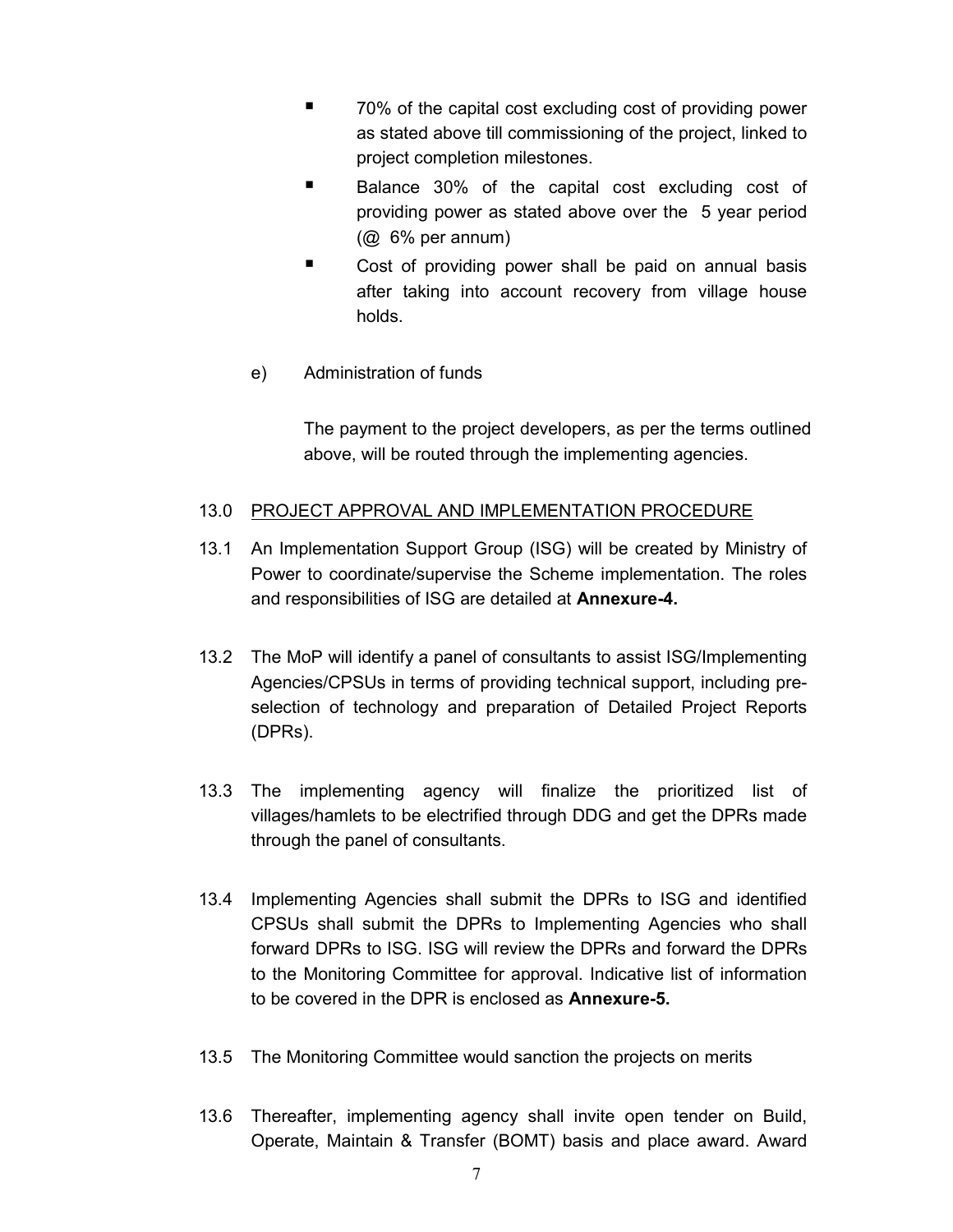- 70% of the capital cost excluding cost of providing power as stated above till commissioning of the project, linked to project completion milestones.
- Balance 30% of the capital cost excluding cost of providing power as stated above over the 5 year period (@ 6% per annum)
- Cost of providing power shall be paid on annual basis after taking into account recovery from village house holds.

e) Administration of funds

The payment to the project developers, as per the terms outlined above, will be routed through the implementing agencies.

## 13.0 PROJECT APPROVAL AND IMPLEMENTATION PROCEDURE

13.1 An Implementation Support Group (ISG) will be created by Ministry of Power to coordinate/supervise the Scheme implementation. The roles and responsibilities of ISG are detailed at **Annexure-4.**

13.2 The MoP will identify a panel of consultants to assist ISG/Implementing Agencies/CPSUs in terms of providing technical support, including pre-selection of technology and preparation of Detailed Project Reports (DPRs).

13.3 The implementing agency will finalize the prioritized list of villages/hamlets to be electrified through DDG and get the DPRs made through the panel of consultants.

13.4 Implementing Agencies shall submit the DPRs to ISG and identified CPSUs shall submit the DPRs to Implementing Agencies who shall forward DPRs to ISG. ISG will review the DPRs and forward the DPRs to the Monitoring Committee for approval. Indicative list of information to be covered in the DPR is enclosed as **Annexure-5.**

13.5 The Monitoring Committee would sanction the projects on merits

13.6 Thereafter, implementing agency shall invite open tender on Build, Operate, Maintain & Transfer (BOMT) basis and place award. Award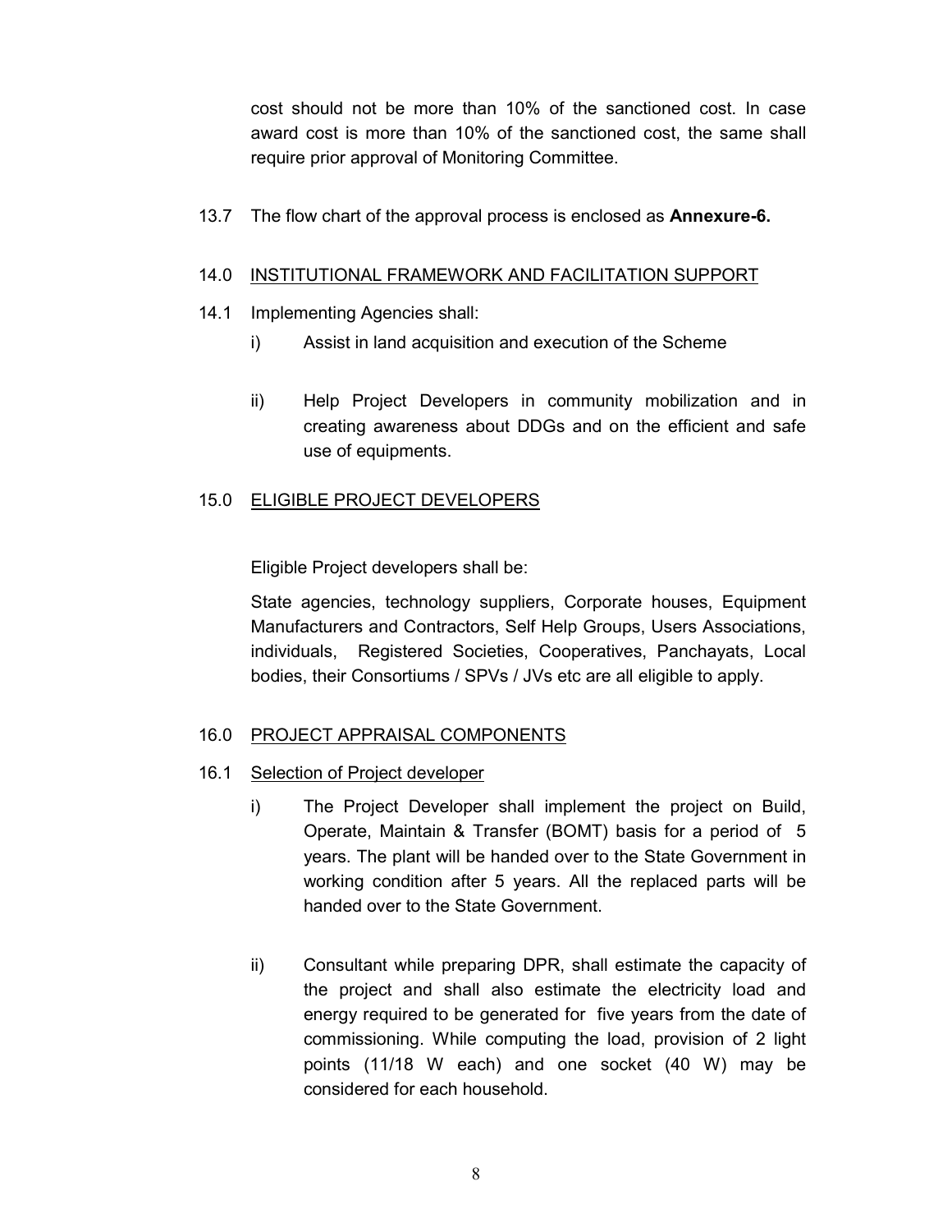cost should not be more than 10% of the sanctioned cost. In case award cost is more than 10% of the sanctioned cost, the same shall require prior approval of Monitoring Committee.

13.7 The flow chart of the approval process is enclosed as **Annexure-6.**

## 14.0 INSTITUTIONAL FRAMEWORK AND FACILITATION SUPPORT

14.1 Implementing Agencies shall:

i) Assist in land acquisition and execution of the Scheme

ii) Help Project Developers in community mobilization and in creating awareness about DDGs and on the efficient and safe use of equipments.

## 15.0 ELIGIBLE PROJECT DEVELOPERS

Eligible Project developers shall be:

State agencies, technology suppliers, Corporate houses, Equipment Manufacturers and Contractors, Self Help Groups, Users Associations, individuals, Registered Societies, Cooperatives, Panchayats, Local bodies, their Consortiums / SPVs / JVs etc are all eligible to apply.

## 16.0 PROJECT APPRAISAL COMPONENTS

16.1 Selection of Project developer

i) The Project Developer shall implement the project on Build, Operate, Maintain & Transfer (BOMT) basis for a period of 5 years. The plant will be handed over to the State Government in working condition after 5 years. All the replaced parts will be handed over to the State Government.

ii) Consultant while preparing DPR, shall estimate the capacity of the project and shall also estimate the electricity load and energy required to be generated for five years from the date of commissioning. While computing the load, provision of 2 light points (11/18 W each) and one socket (40 W) may be considered for each household.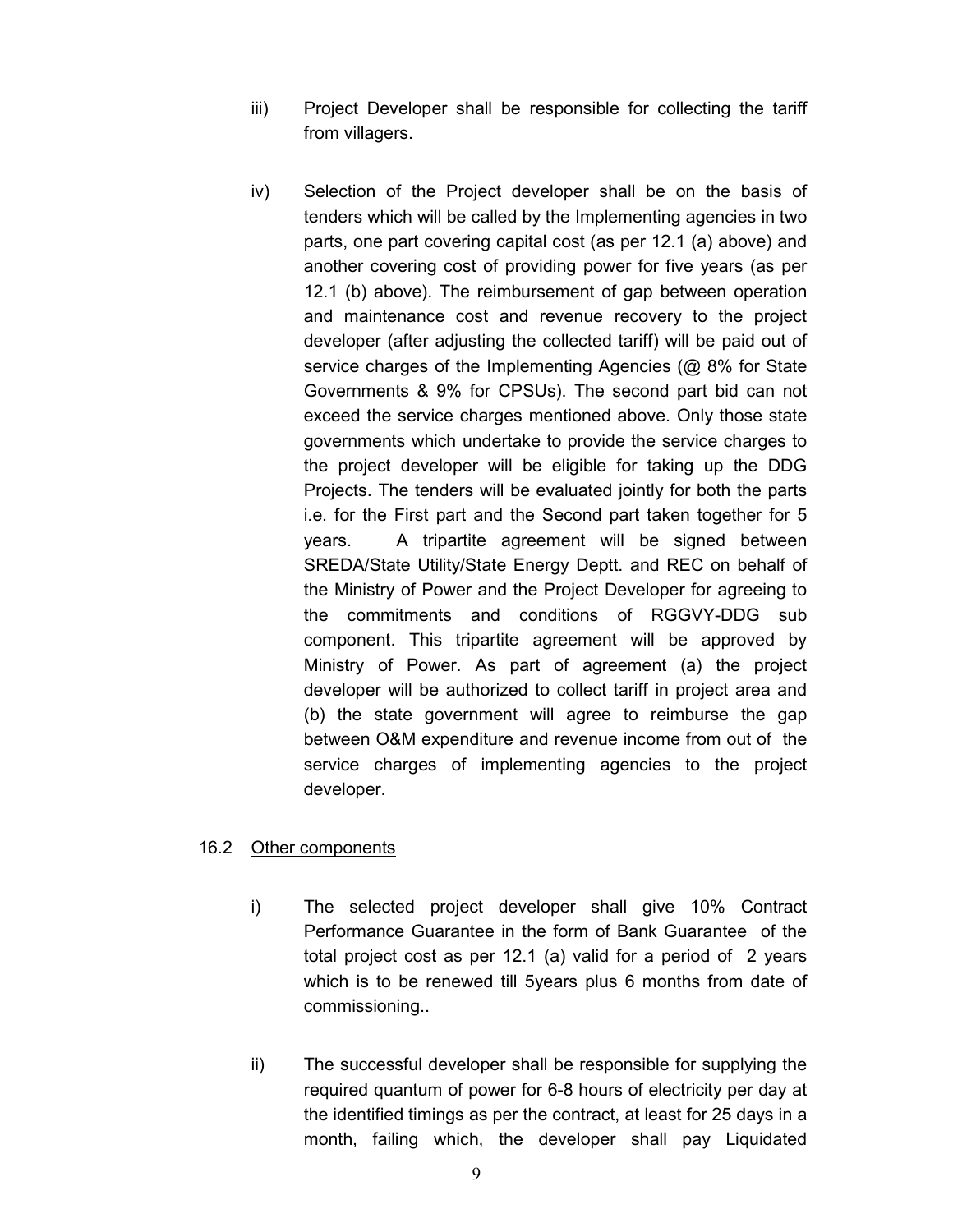iii) Project Developer shall be responsible for collecting the tariff from villagers.

iv) Selection of the Project developer shall be on the basis of tenders which will be called by the Implementing agencies in two parts, one part covering capital cost (as per 12.1 (a) above) and another covering cost of providing power for five years (as per 12.1 (b) above). The reimbursement of gap between operation and maintenance cost and revenue recovery to the project developer (after adjusting the collected tariff) will be paid out of service charges of the Implementing Agencies (@ 8% for State Governments & 9% for CPSUs). The second part bid can not exceed the service charges mentioned above. Only those state governments which undertake to provide the service charges to the project developer will be eligible for taking up the DDG Projects. The tenders will be evaluated jointly for both the parts i.e. for the First part and the Second part taken together for 5 years. A tripartite agreement will be signed between SREDA/State Utility/State Energy Deptt. and REC on behalf of the Ministry of Power and the Project Developer for agreeing to the commitments and conditions of RGGVY-DDG sub component. This tripartite agreement will be approved by Ministry of Power. As part of agreement (a) the project developer will be authorized to collect tariff in project area and (b) the state government will agree to reimburse the gap between O&M expenditure and revenue income from out of the service charges of implementing agencies to the project developer.

16.2 <u>Other components</u>

i) The selected project developer shall give 10% Contract Performance Guarantee in the form of Bank Guarantee of the total project cost as per 12.1 (a) valid for a period of 2 years which is to be renewed till 5years plus 6 months from date of commissioning..

ii) The successful developer shall be responsible for supplying the required quantum of power for 6-8 hours of electricity per day at the identified timings as per the contract, at least for 25 days in a month, failing which, the developer shall pay Liquidated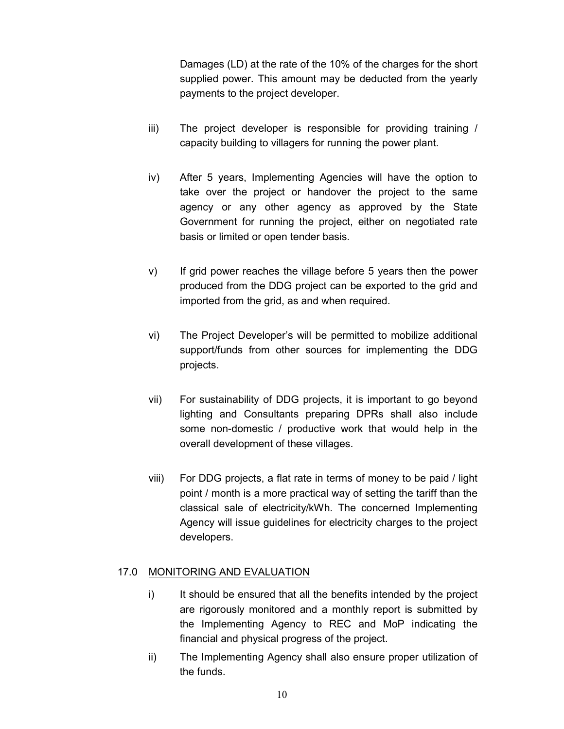Damages (LD) at the rate of the 10% of the charges for the short supplied power. This amount may be deducted from the yearly payments to the project developer.

iii) The project developer is responsible for providing training / capacity building to villagers for running the power plant.

iv) After 5 years, Implementing Agencies will have the option to take over the project or handover the project to the same agency or any other agency as approved by the State Government for running the project, either on negotiated rate basis or limited or open tender basis.

v) If grid power reaches the village before 5 years then the power produced from the DDG project can be exported to the grid and imported from the grid, as and when required.

vi) The Project Developer's will be permitted to mobilize additional support/funds from other sources for implementing the DDG projects.

vii) For sustainability of DDG projects, it is important to go beyond lighting and Consultants preparing DPRs shall also include some non-domestic / productive work that would help in the overall development of these villages.

viii) For DDG projects, a flat rate in terms of money to be paid / light point / month is a more practical way of setting the tariff than the classical sale of electricity/kWh. The concerned Implementing Agency will issue guidelines for electricity charges to the project developers.

## 17.0 MONITORING AND EVALUATION

i) It should be ensured that all the benefits intended by the project are rigorously monitored and a monthly report is submitted by the Implementing Agency to REC and MoP indicating the financial and physical progress of the project.

ii) The Implementing Agency shall also ensure proper utilization of the funds.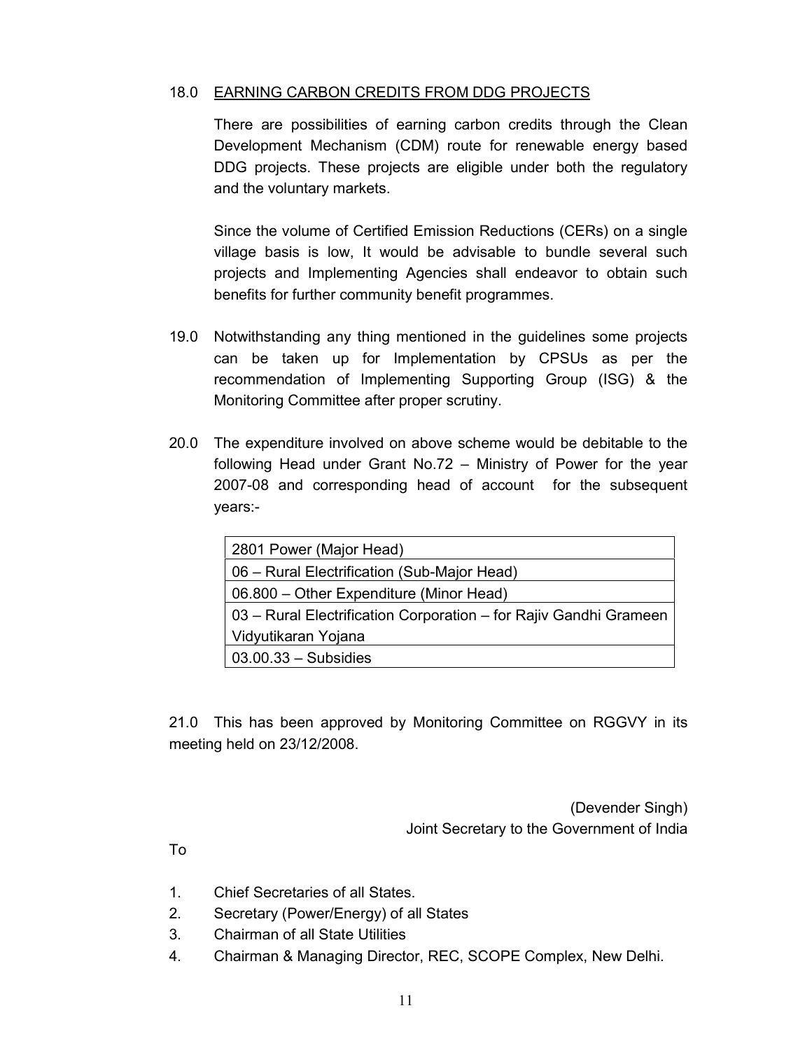18.0 <u>EARNING CARBON CREDITS FROM DDG PROJECTS</u>

There are possibilities of earning carbon credits through the Clean Development Mechanism (CDM) route for renewable energy based DDG projects. These projects are eligible under both the regulatory and the voluntary markets.

Since the volume of Certified Emission Reductions (CERs) on a single village basis is low, It would be advisable to bundle several such projects and Implementing Agencies shall endeavor to obtain such benefits for further community benefit programmes.

19.0 Notwithstanding any thing mentioned in the guidelines some projects can be taken up for Implementation by CPSUs as per the recommendation of Implementing Supporting Group (ISG) & the Monitoring Committee after proper scrutiny.

20.0 The expenditure involved on above scheme would be debitable to the following Head under Grant No.72 – Ministry of Power for the year 2007-08 and corresponding head of account for the subsequent years:-

| 2801 Power (Major Head) |
|---|
| 06 – Rural Electrification (Sub-Major Head) |
| 06.800 – Other Expenditure (Minor Head) |
| 03 – Rural Electrification Corporation – for Rajiv Gandhi Grameen Vidyutikaran Yojana |
| 03.00.33 – Subsidies |

21.0 This has been approved by Monitoring Committee on RGGVY in its meeting held on 23/12/2008.

(Devender Singh)
Joint Secretary to the Government of India

To

1. Chief Secretaries of all States.
2. Secretary (Power/Energy) of all States
3. Chairman of all State Utilities
4. Chairman & Managing Director, REC, SCOPE Complex, New Delhi.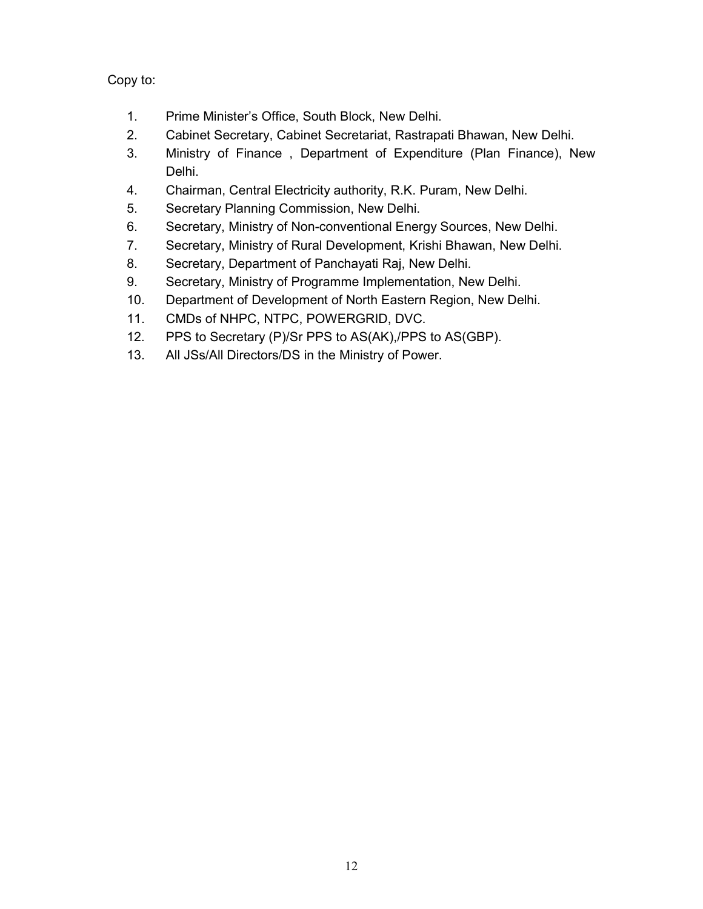Copy to:

1. Prime Minister's Office, South Block, New Delhi.
2. Cabinet Secretary, Cabinet Secretariat, Rastrapati Bhawan, New Delhi.
3. Ministry of Finance , Department of Expenditure (Plan Finance), New Delhi.
4. Chairman, Central Electricity authority, R.K. Puram, New Delhi.
5. Secretary Planning Commission, New Delhi.
6. Secretary, Ministry of Non-conventional Energy Sources, New Delhi.
7. Secretary, Ministry of Rural Development, Krishi Bhawan, New Delhi.
8. Secretary, Department of Panchayati Raj, New Delhi.
9. Secretary, Ministry of Programme Implementation, New Delhi.
10. Department of Development of North Eastern Region, New Delhi.
11. CMDs of NHPC, NTPC, POWERGRID, DVC.
12. PPS to Secretary (P)/Sr PPS to AS(AK),/PPS to AS(GBP).
13. All JSs/All Directors/DS in the Ministry of Power.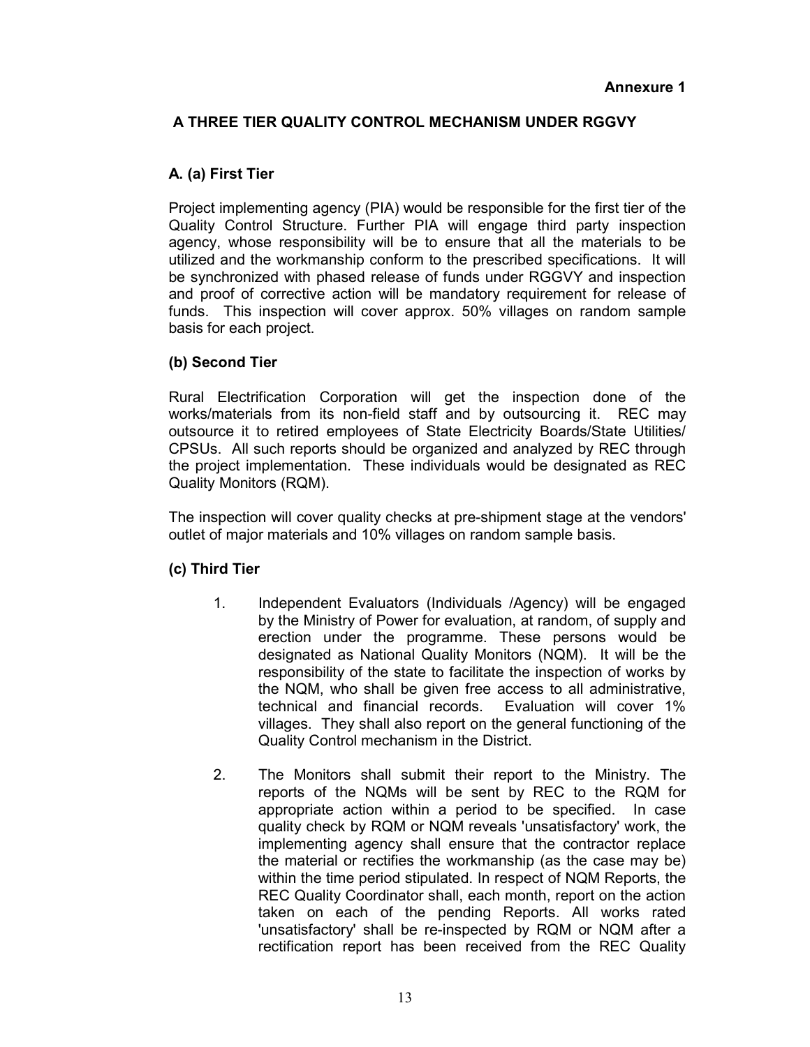**Annexure 1**

## A THREE TIER QUALITY CONTROL MECHANISM UNDER RGGVY

### A. (a) First Tier

Project implementing agency (PIA) would be responsible for the first tier of the Quality Control Structure. Further PIA will engage third party inspection agency, whose responsibility will be to ensure that all the materials to be utilized and the workmanship conform to the prescribed specifications. It will be synchronized with phased release of funds under RGGVY and inspection and proof of corrective action will be mandatory requirement for release of funds. This inspection will cover approx. 50% villages on random sample basis for each project.

### (b) Second Tier

Rural Electrification Corporation will get the inspection done of the works/materials from its non-field staff and by outsourcing it. REC may outsource it to retired employees of State Electricity Boards/State Utilities/ CPSUs. All such reports should be organized and analyzed by REC through the project implementation. These individuals would be designated as REC Quality Monitors (RQM).

The inspection will cover quality checks at pre-shipment stage at the vendors' outlet of major materials and 10% villages on random sample basis.

### (c) Third Tier

1. Independent Evaluators (Individuals /Agency) will be engaged by the Ministry of Power for evaluation, at random, of supply and erection under the programme. These persons would be designated as National Quality Monitors (NQM). It will be the responsibility of the state to facilitate the inspection of works by the NQM, who shall be given free access to all administrative, technical and financial records. Evaluation will cover 1% villages. They shall also report on the general functioning of the Quality Control mechanism in the District.

2. The Monitors shall submit their report to the Ministry. The reports of the NQMs will be sent by REC to the RQM for appropriate action within a period to be specified. In case quality check by RQM or NQM reveals 'unsatisfactory' work, the implementing agency shall ensure that the contractor replace the material or rectifies the workmanship (as the case may be) within the time period stipulated. In respect of NQM Reports, the REC Quality Coordinator shall, each month, report on the action taken on each of the pending Reports. All works rated 'unsatisfactory' shall be re-inspected by RQM or NQM after a rectification report has been received from the REC Quality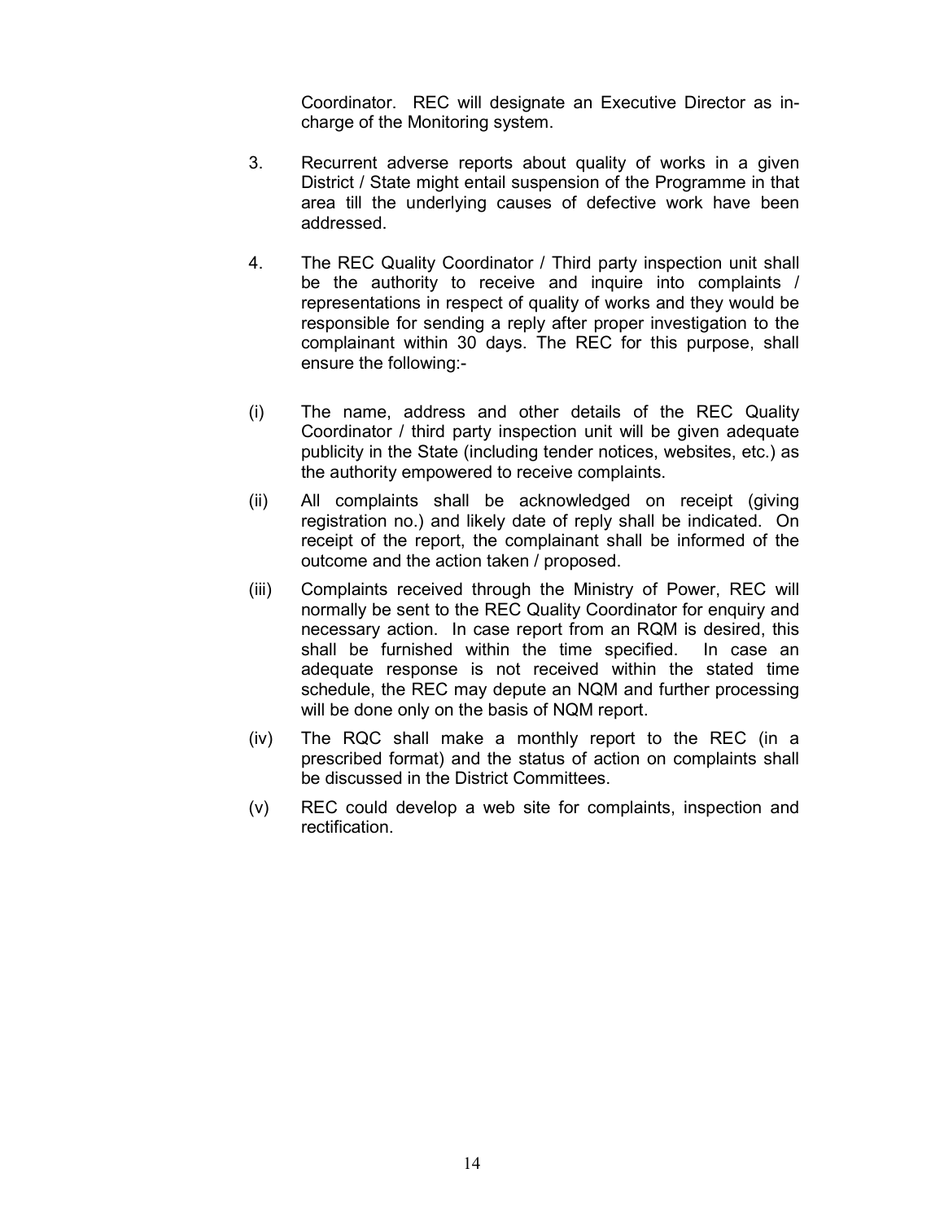Coordinator. REC will designate an Executive Director as in-charge of the Monitoring system.

3. Recurrent adverse reports about quality of works in a given District / State might entail suspension of the Programme in that area till the underlying causes of defective work have been addressed.

4. The REC Quality Coordinator / Third party inspection unit shall be the authority to receive and inquire into complaints / representations in respect of quality of works and they would be responsible for sending a reply after proper investigation to the complainant within 30 days. The REC for this purpose, shall ensure the following:-

(i) The name, address and other details of the REC Quality Coordinator / third party inspection unit will be given adequate publicity in the State (including tender notices, websites, etc.) as the authority empowered to receive complaints.

(ii) All complaints shall be acknowledged on receipt (giving registration no.) and likely date of reply shall be indicated. On receipt of the report, the complainant shall be informed of the outcome and the action taken / proposed.

(iii) Complaints received through the Ministry of Power, REC will normally be sent to the REC Quality Coordinator for enquiry and necessary action. In case report from an RQM is desired, this shall be furnished within the time specified. In case an adequate response is not received within the stated time schedule, the REC may depute an NQM and further processing will be done only on the basis of NQM report.

(iv) The RQC shall make a monthly report to the REC (in a prescribed format) and the status of action on complaints shall be discussed in the District Committees.

(v) REC could develop a web site for complaints, inspection and rectification.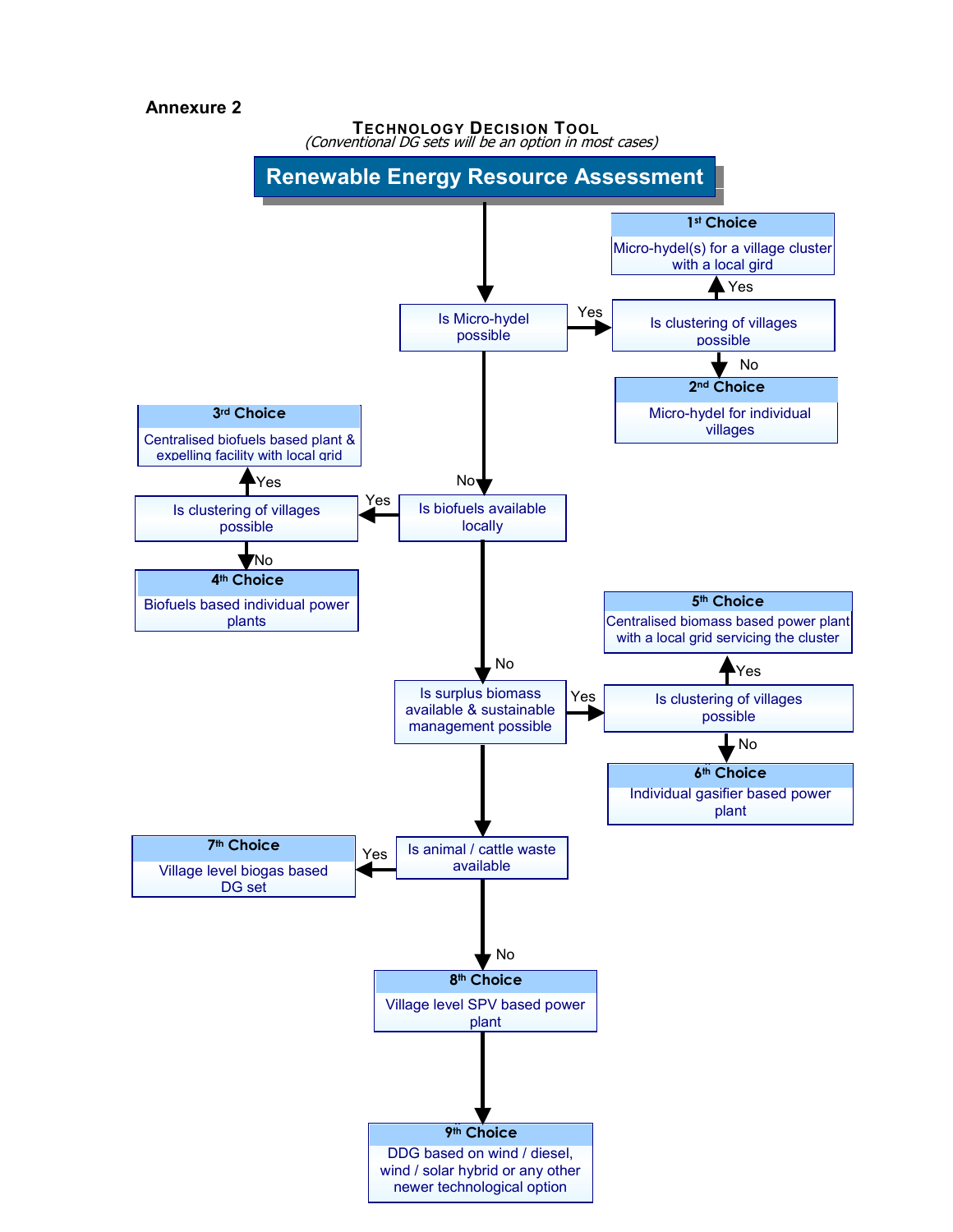**Annexure 2**

**TECHNOLOGY DECISION TOOL**

*(Conventional DG sets will be an option in most cases)*

## Renewable Energy Resource Assessment

- **Is Micro-hydel possible**
  - Yes → **Is clustering of villages possible**
    - Yes → **1st Choice**: Micro-hydel(s) for a village cluster with a local gird
    - No → **2nd Choice**: Micro-hydel for individual villages
  - No → **Is biofuels available locally**
    - Yes → **Is clustering of villages possible**
      - Yes → **3rd Choice**: Centralised biofuels based plant & expelling facility with local grid
      - No → **4th Choice**: Biofuels based individual power plants
    - No → **Is surplus biomass available & sustainable management possible**
      - Yes → **Is clustering of villages possible**
        - Yes → **5th Choice**: Centralised biomass based power plant with a local grid servicing the cluster
        - No → **6th Choice**: Individual gasifier based power plant
      - → **Is animal / cattle waste available**
        - Yes → **7th Choice**: Village level biogas based DG set
        - No → **8th Choice**: Village level SPV based power plant
          - → **9th Choice**: DDG based on wind / diesel, wind / solar hybrid or any other newer technological option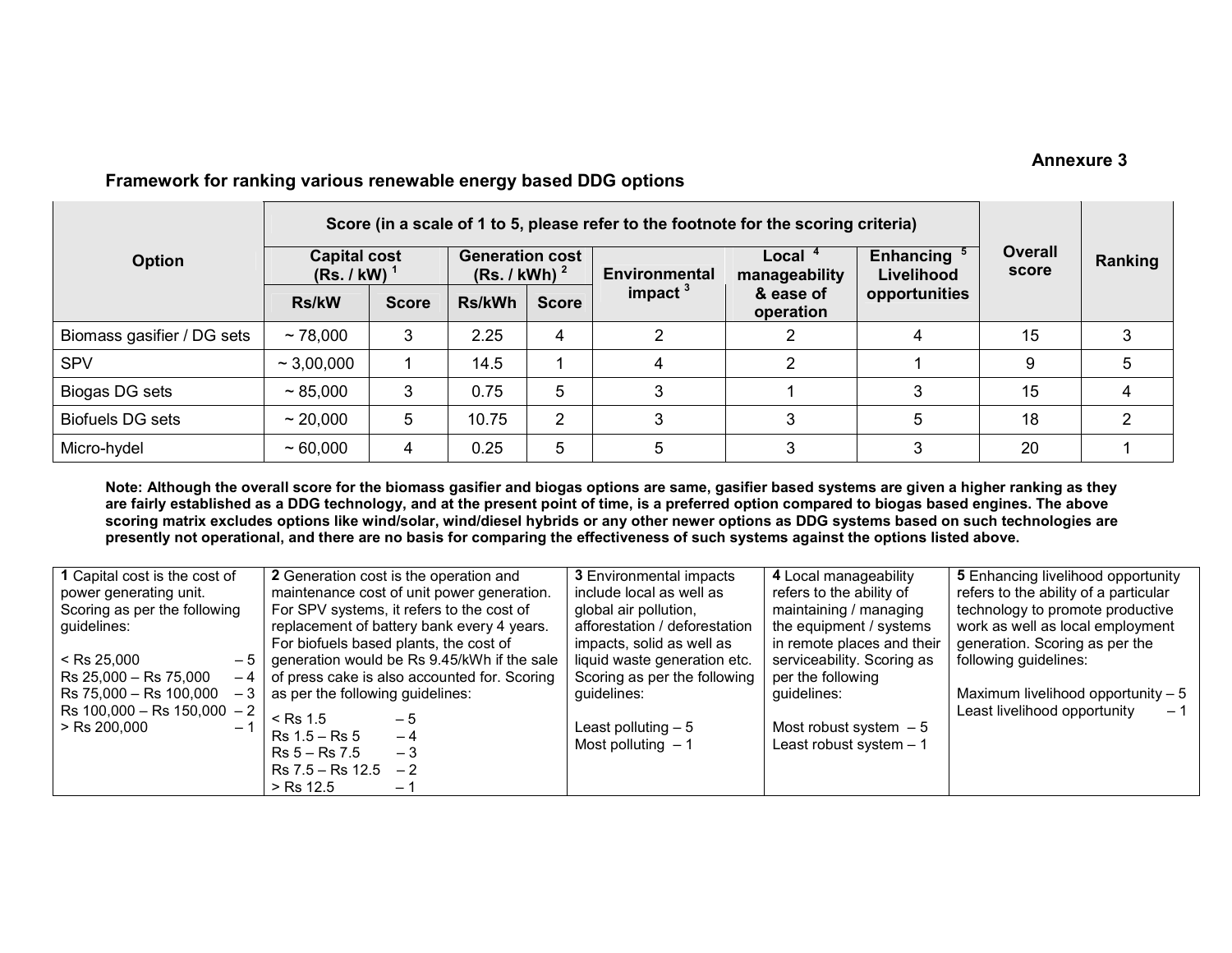**Annexure 3**

**Framework for ranking various renewable energy based DDG options**

| Option | Score (in a scale of 1 to 5, please refer to the footnote for the scoring criteria) | | | | | | | Overall score | Ranking |
|---|---|---|---|---|---|---|---|---|---|
| | Capital cost (Rs. / kW) [1] | | Generation cost (Rs. / kWh) [2] | | Environmental impact [3] | Local [4] manageability & ease of operation | Enhancing [5] Livelihood opportunities | | |
| | Rs/kW | Score | Rs/kWh | Score | | | | | |
| Biomass gasifier / DG sets | ~ 78,000 | 3 | 2.25 | 4 | 2 | 2 | 4 | 15 | 3 |
| SPV | ~ 3,00,000 | 1 | 14.5 | 1 | 4 | 2 | 1 | 9 | 5 |
| Biogas DG sets | ~ 85,000 | 3 | 0.75 | 5 | 3 | 1 | 3 | 15 | 4 |
| Biofuels DG sets | ~ 20,000 | 5 | 10.75 | 2 | 3 | 3 | 5 | 18 | 2 |
| Micro-hydel | ~ 60,000 | 4 | 0.25 | 5 | 5 | 3 | 3 | 20 | 1 |

**Note: Although the overall score for the biomass gasifier and biogas options are same, gasifier based systems are given a higher ranking as they are fairly established as a DDG technology, and at the present point of time, is a preferred option compared to biogas based engines. The above scoring matrix excludes options like wind/solar, wind/diesel hybrids or any other newer options as DDG systems based on such technologies are presently not operational, and there are no basis for comparing the effectiveness of such systems against the options listed above.**

**1** Capital cost is the cost of power generating unit. Scoring as per the following guidelines:

- < Rs 25,000 – 5
- Rs 25,000 – Rs 75,000 – 4
- Rs 75,000 – Rs 100,000 – 3
- Rs 100,000 – Rs 150,000 – 2
- > Rs 200,000 – 1

**2** Generation cost is the operation and maintenance cost of unit power generation. For SPV systems, it refers to the cost of replacement of battery bank every 4 years. For biofuels based plants, the cost of generation would be Rs 9.45/kWh if the sale of press cake is also accounted for. Scoring as per the following guidelines:

- < Rs 1.5 – 5
- Rs 1.5 – Rs 5 – 4
- Rs 5 – Rs 7.5 – 3
- Rs 7.5 – Rs 12.5 – 2
- > Rs 12.5 – 1

**3** Environmental impacts include local as well as global air pollution, afforestation / deforestation impacts, solid as well as liquid waste generation etc. Scoring as per the following guidelines:

- Least polluting – 5
- Most polluting – 1

**4** Local manageability refers to the ability of maintaining / managing the equipment / systems in remote places and their serviceability. Scoring as per the following guidelines:

- Most robust system – 5
- Least robust system – 1

**5** Enhancing livelihood opportunity refers to the ability of a particular technology to promote productive work as well as local employment generation. Scoring as per the following guidelines:

- Maximum livelihood opportunity – 5
- Least livelihood opportunity – 1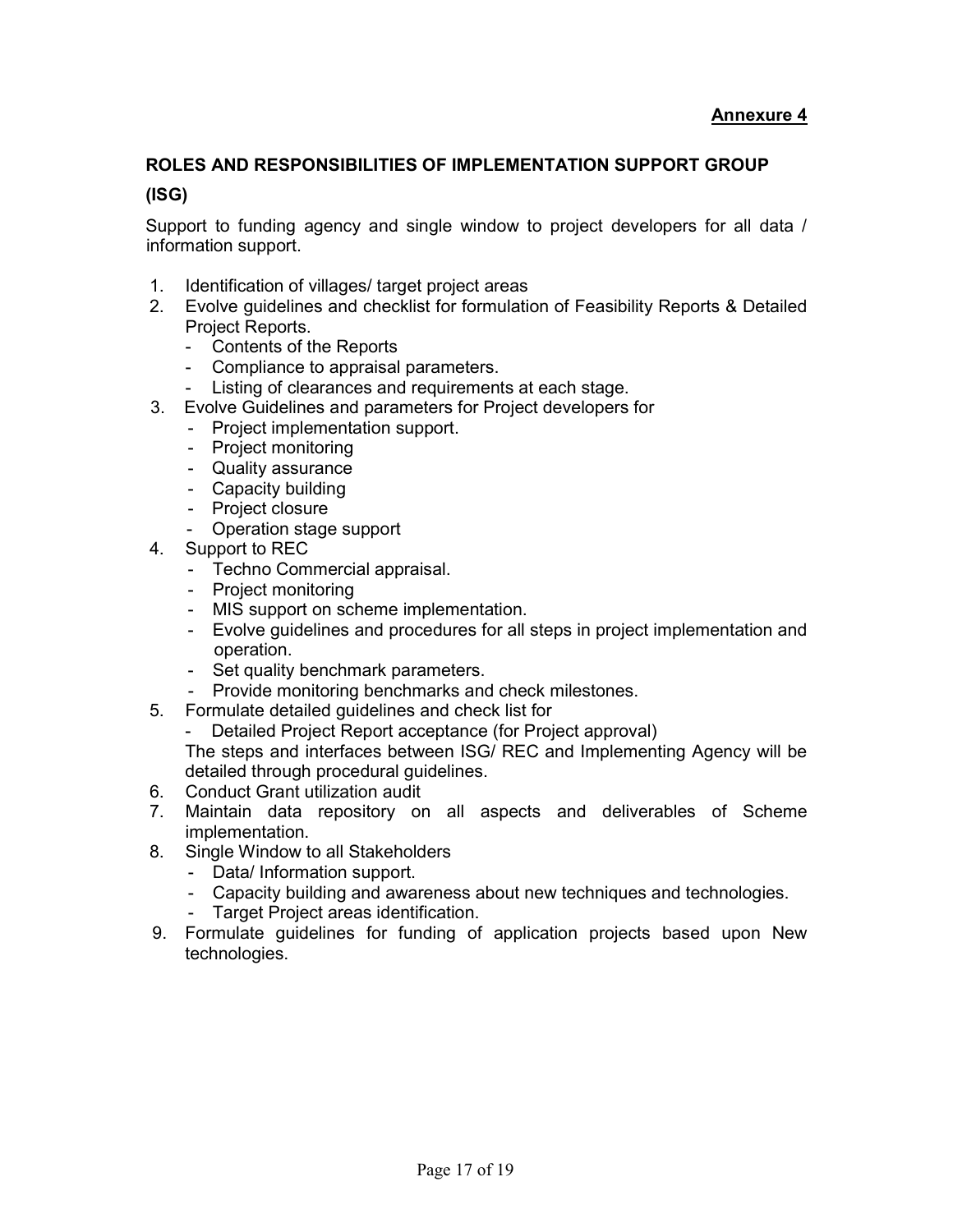**Annexure 4**

## ROLES AND RESPONSIBILITIES OF IMPLEMENTATION SUPPORT GROUP (ISG)

Support to funding agency and single window to project developers for all data / information support.

1. Identification of villages/ target project areas
2. Evolve guidelines and checklist for formulation of Feasibility Reports & Detailed Project Reports.
   - Contents of the Reports
   - Compliance to appraisal parameters.
   - Listing of clearances and requirements at each stage.
3. Evolve Guidelines and parameters for Project developers for
   - Project implementation support.
   - Project monitoring
   - Quality assurance
   - Capacity building
   - Project closure
   - Operation stage support
4. Support to REC
   - Techno Commercial appraisal.
   - Project monitoring
   - MIS support on scheme implementation.
   - Evolve guidelines and procedures for all steps in project implementation and operation.
   - Set quality benchmark parameters.
   - Provide monitoring benchmarks and check milestones.
5. Formulate detailed guidelines and check list for
   - Detailed Project Report acceptance (for Project approval)

   The steps and interfaces between ISG/ REC and Implementing Agency will be detailed through procedural guidelines.
6. Conduct Grant utilization audit
7. Maintain data repository on all aspects and deliverables of Scheme implementation.
8. Single Window to all Stakeholders
   - Data/ Information support.
   - Capacity building and awareness about new techniques and technologies.
   - Target Project areas identification.
9. Formulate guidelines for funding of application projects based upon New technologies.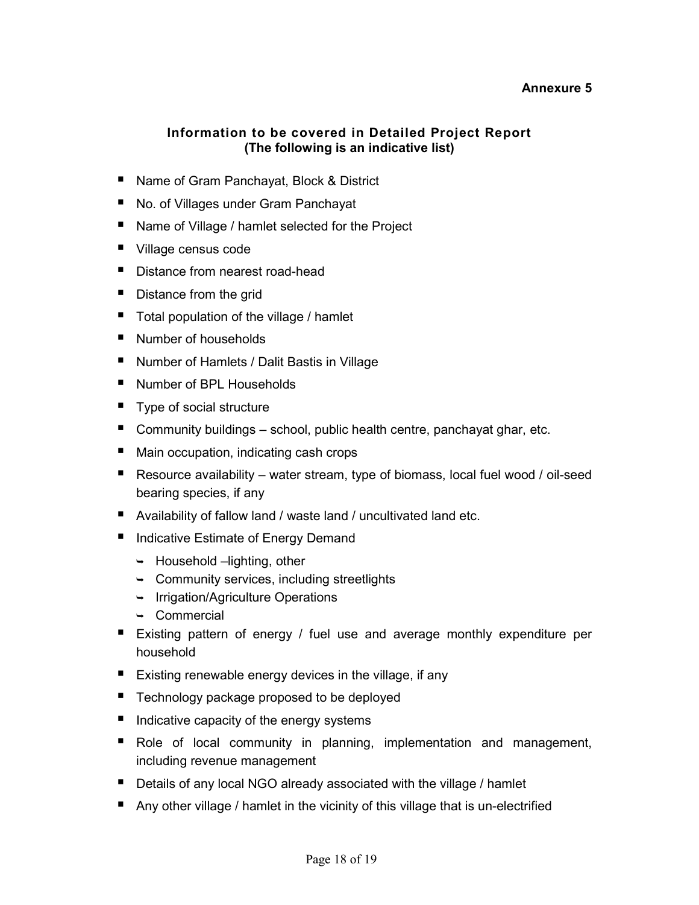**Annexure 5**

## Information to be covered in Detailed Project Report
**(The following is an indicative list)**

- Name of Gram Panchayat, Block & District
- No. of Villages under Gram Panchayat
- Name of Village / hamlet selected for the Project
- Village census code
- Distance from nearest road-head
- Distance from the grid
- Total population of the village / hamlet
- Number of households
- Number of Hamlets / Dalit Bastis in Village
- Number of BPL Households
- Type of social structure
- Community buildings – school, public health centre, panchayat ghar, etc.
- Main occupation, indicating cash crops
- Resource availability – water stream, type of biomass, local fuel wood / oil-seed bearing species, if any
- Availability of fallow land / waste land / uncultivated land etc.
- Indicative Estimate of Energy Demand
  - Household –lighting, other
  - Community services, including streetlights
  - Irrigation/Agriculture Operations
  - Commercial
- Existing pattern of energy / fuel use and average monthly expenditure per household
- Existing renewable energy devices in the village, if any
- Technology package proposed to be deployed
- Indicative capacity of the energy systems
- Role of local community in planning, implementation and management, including revenue management
- Details of any local NGO already associated with the village / hamlet
- Any other village / hamlet in the vicinity of this village that is un-electrified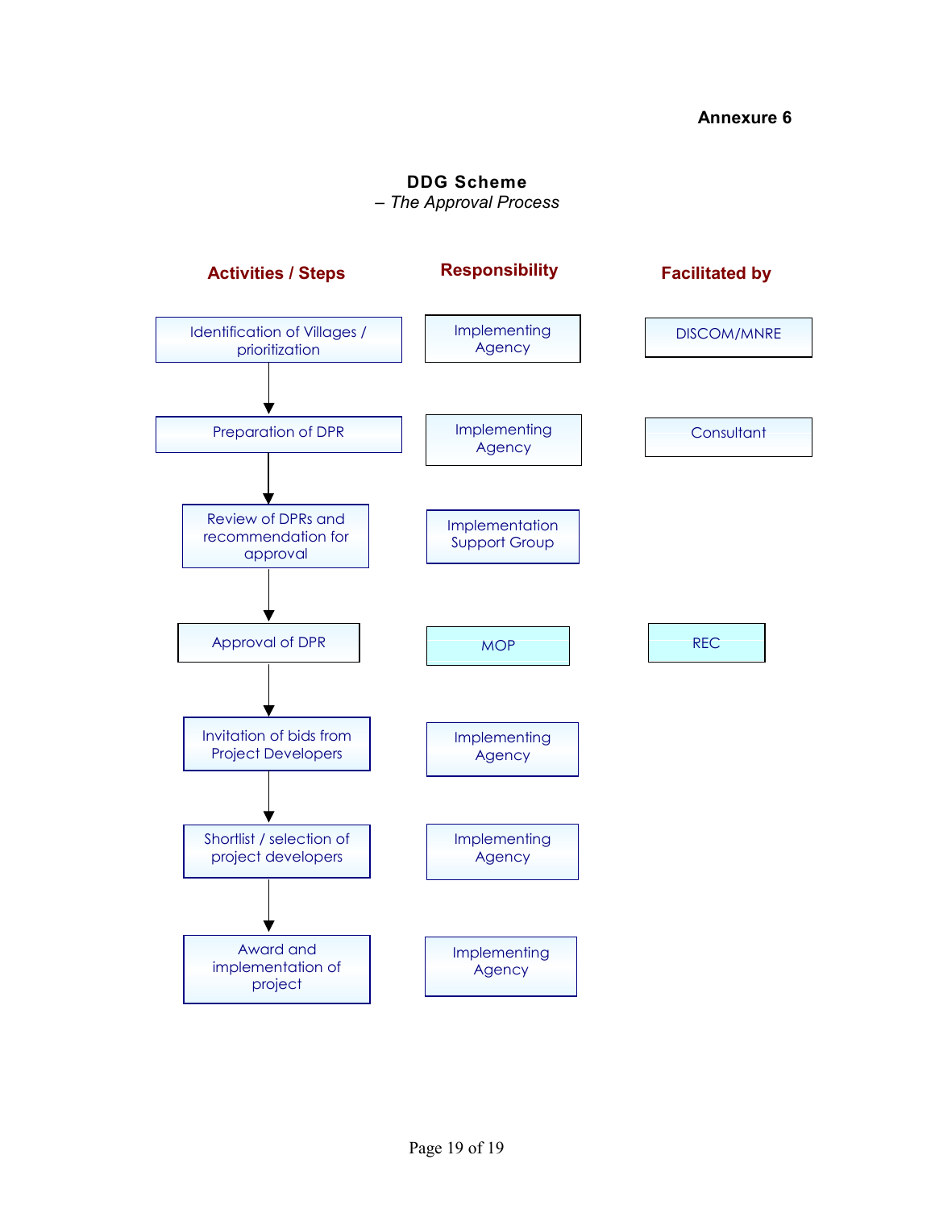**Annexure 6**

**DDG Scheme**
*– The Approval Process*

| Activities / Steps | Responsibility | Facilitated by |
|---|---|---|
| Identification of Villages / prioritization | Implementing Agency | DISCOM/MNRE |
| Preparation of DPR | Implementing Agency | Consultant |
| Review of DPRs and recommendation for approval | Implementation Support Group | |
| Approval of DPR | MOP | REC |
| Invitation of bids from Project Developers | Implementing Agency | |
| Shortlist / selection of project developers | Implementing Agency | |
| Award and implementation of project | Implementing Agency | |